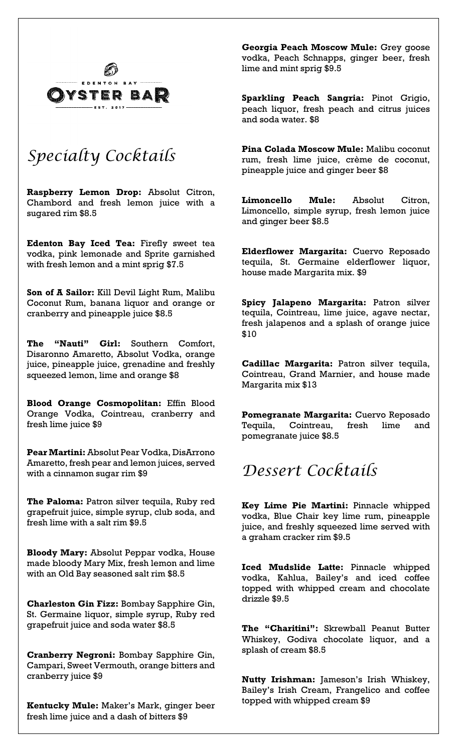EDENTON BAY

# OYSTER BAR

EST. 2017

## Specialty Cocktails

**Raspberry Lemon Drop:** Absolut Citron, Chambord and fresh lemon juice with a sugared rim $8.5

**Edenton Bay Iced Tea:** Firefly sweet tea vodka, pink lemonade and Sprite garnished with fresh lemon and a mint sprig $7.5

**Son of A Sailor:** Kill Devil Light Rum, Malibu Coconut Rum, banana liquor and orange or cranberry and pineapple juice $8.5

**The "Nauti" Girl:** Southern Comfort, Disaronno Amaretto, Absolut Vodka, orange juice, pineapple juice, grenadine and freshly squeezed lemon, lime and orange $8

**Blood Orange Cosmopolitan:** Effin Blood Orange Vodka, Cointreau, cranberry and fresh lime juice $9

**Pear Martini:** Absolut Pear Vodka, DisArrono Amaretto, fresh pear and lemon juices, served with a cinnamon sugar rim $9

**The Paloma:** Patron silver tequila, Ruby red grapefruit juice, simple syrup, club soda, and fresh lime with a salt rim $9.5

**Bloody Mary:** Absolut Peppar vodka, House made bloody Mary Mix, fresh lemon and lime with an Old Bay seasoned salt rim $8.5

**Charleston Gin Fizz:** Bombay Sapphire Gin, St. Germaine liquor, simple syrup, Ruby red grapefruit juice and soda water $8.5

**Cranberry Negroni:** Bombay Sapphire Gin, Campari, Sweet Vermouth, orange bitters and cranberry juice $9

**Kentucky Mule:** Maker's Mark, ginger beer fresh lime juice and a dash of bitters $9

**Georgia Peach Moscow Mule:** Grey goose vodka, Peach Schnapps, ginger beer, fresh lime and mint sprig $9.5

**Sparkling Peach Sangria:** Pinot Grigio, peach liquor, fresh peach and citrus juices and soda water. $8

**Pina Colada Moscow Mule:** Malibu coconut rum, fresh lime juice, crème de coconut, pineapple juice and ginger beer $8

**Limoncello Mule:** Absolut Citron, Limoncello, simple syrup, fresh lemon juice and ginger beer $8.5

**Elderflower Margarita:** Cuervo Reposado tequila, St. Germaine elderflower liquor, house made Margarita mix. $9

**Spicy Jalapeno Margarita:** Patron silver tequila, Cointreau, lime juice, agave nectar, fresh jalapenos and a splash of orange juice $10

**Cadillac Margarita:** Patron silver tequila, Cointreau, Grand Marnier, and house made Margarita mix $13

**Pomegranate Margarita:** Cuervo Reposado Tequila, Cointreau, fresh lime and pomegranate juice $8.5

## Dessert Cocktails

**Key Lime Pie Martini:** Pinnacle whipped vodka, Blue Chair key lime rum, pineapple juice, and freshly squeezed lime served with a graham cracker rim $9.5

**Iced Mudslide Latte:** Pinnacle whipped vodka, Kahlua, Bailey's and iced coffee topped with whipped cream and chocolate drizzle $9.5

**The "Charitini":** Skrewball Peanut Butter Whiskey, Godiva chocolate liquor, and a splash of cream $8.5

**Nutty Irishman:** Jameson's Irish Whiskey, Bailey's Irish Cream, Frangelico and coffee topped with whipped cream $9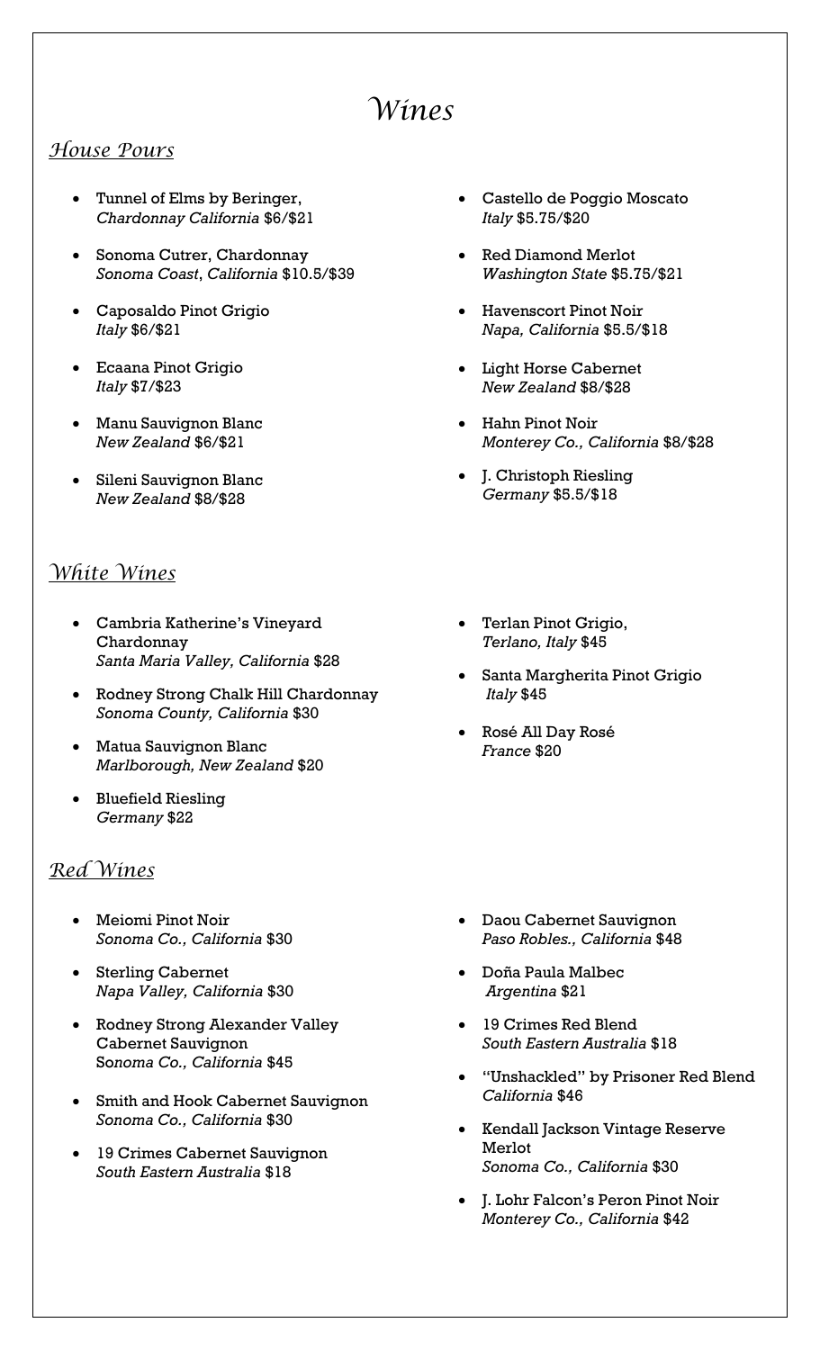# *Wines*

## *House Pours*

- Tunnel of Elms by Beringer, *Chardonnay California* $6/$21
- Sonoma Cutrer, Chardonnay *Sonoma Coast*, *California* $10.5/$39
- Caposaldo Pinot Grigio *Italy* $6/$21
- Ecaana Pinot Grigio *Italy* $7/$23
- Manu Sauvignon Blanc *New Zealand* $6/$21
- Sileni Sauvignon Blanc *New Zealand* $8/$28
- Castello de Poggio Moscato *Italy* $5.75/$20
- Red Diamond Merlot *Washington State* $5.75/$21
- Havenscort Pinot Noir *Napa, California* $5.5/$18
- Light Horse Cabernet *New Zealand* $8/$28
- Hahn Pinot Noir *Monterey Co., California* $8/$28
- J. Christoph Riesling *Germany* $5.5/$18

## *White Wines*

- Cambria Katherine's Vineyard Chardonnay *Santa Maria Valley, California* $28
- Rodney Strong Chalk Hill Chardonnay *Sonoma County, California* $30
- Matua Sauvignon Blanc *Marlborough, New Zealand* $20
- Bluefield Riesling *Germany* $22
- Terlan Pinot Grigio, *Terlano, Italy* $45
- Santa Margherita Pinot Grigio *Italy* $45
- Rosé All Day Rosé *France* $20

## *Red Wines*

- Meiomi Pinot Noir *Sonoma Co., California* $30
- Sterling Cabernet *Napa Valley, California* $30
- Rodney Strong Alexander Valley Cabernet Sauvignon S*onoma Co., California* $45
- Smith and Hook Cabernet Sauvignon *Sonoma Co., California* $30
- 19 Crimes Cabernet Sauvignon *South Eastern Australia* $18
- Daou Cabernet Sauvignon *Paso Robles., California* $48
- Doña Paula Malbec *Argentina* $21
- 19 Crimes Red Blend *South Eastern Australia* $18
- "Unshackled" by Prisoner Red Blend *California* $46
- Kendall Jackson Vintage Reserve Merlot *Sonoma Co., California* $30
- J. Lohr Falcon's Peron Pinot Noir *Monterey Co., California* $42